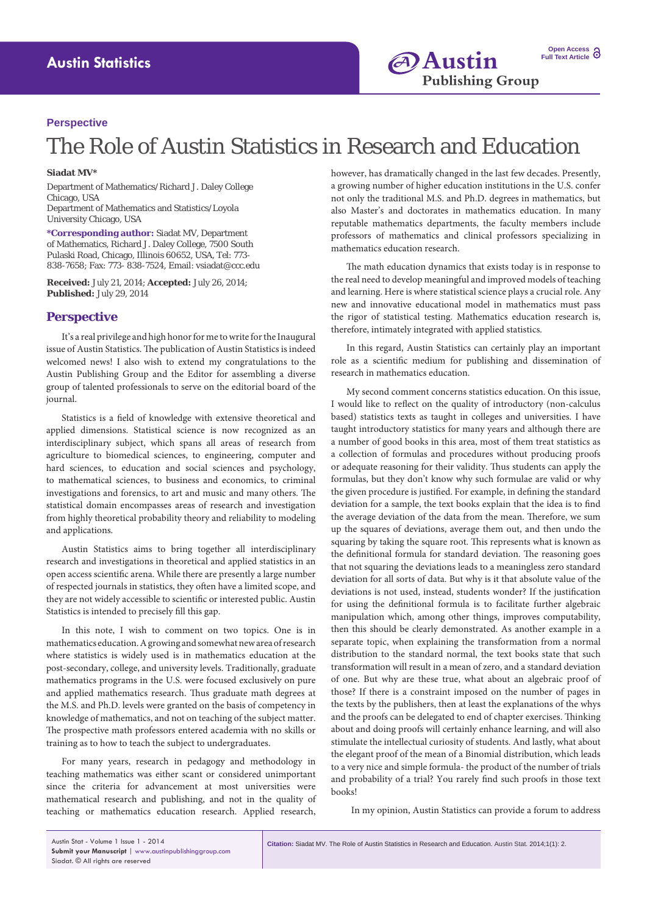Perspective

# The Role of Austin Statistics in Research and Education

**Siadat MV***

Department of Mathematics/Richard J. Daley College Chicago, USA
Department of Mathematics and Statistics/Loyola University Chicago, USA

***Corresponding author:** Siadat MV, Department of Mathematics, Richard J. Daley College, 7500 South Pulaski Road, Chicago, Illinois 60652, USA, Tel: 773-838-7658; Fax: 773- 838-7524, Email: vsiadat@ccc.edu

**Received:** July 21, 2014; **Accepted:** July 26, 2014; **Published:** July 29, 2014

## Perspective

It's a real privilege and high honor for me to write for the Inaugural issue of Austin Statistics. The publication of Austin Statistics is indeed welcomed news! I also wish to extend my congratulations to the Austin Publishing Group and the Editor for assembling a diverse group of talented professionals to serve on the editorial board of the journal.

Statistics is a field of knowledge with extensive theoretical and applied dimensions. Statistical science is now recognized as an interdisciplinary subject, which spans all areas of research from agriculture to biomedical sciences, to engineering, computer and hard sciences, to education and social sciences and psychology, to mathematical sciences, to business and economics, to criminal investigations and forensics, to art and music and many others. The statistical domain encompasses areas of research and investigation from highly theoretical probability theory and reliability to modeling and applications.

Austin Statistics aims to bring together all interdisciplinary research and investigations in theoretical and applied statistics in an open access scientific arena. While there are presently a large number of respected journals in statistics, they often have a limited scope, and they are not widely accessible to scientific or interested public. Austin Statistics is intended to precisely fill this gap.

In this note, I wish to comment on two topics. One is in mathematics education. A growing and somewhat new area of research where statistics is widely used is in mathematics education at the post-secondary, college, and university levels. Traditionally, graduate mathematics programs in the U.S. were focused exclusively on pure and applied mathematics research. Thus graduate math degrees at the M.S. and Ph.D. levels were granted on the basis of competency in knowledge of mathematics, and not on teaching of the subject matter. The prospective math professors entered academia with no skills or training as to how to teach the subject to undergraduates.

For many years, research in pedagogy and methodology in teaching mathematics was either scant or considered unimportant since the criteria for advancement at most universities were mathematical research and publishing, and not in the quality of teaching or mathematics education research. Applied research, however, has dramatically changed in the last few decades. Presently, a growing number of higher education institutions in the U.S. confer not only the traditional M.S. and Ph.D. degrees in mathematics, but also Master's and doctorates in mathematics education. In many reputable mathematics departments, the faculty members include professors of mathematics and clinical professors specializing in mathematics education research.

The math education dynamics that exists today is in response to the real need to develop meaningful and improved models of teaching and learning. Here is where statistical science plays a crucial role. Any new and innovative educational model in mathematics must pass the rigor of statistical testing. Mathematics education research is, therefore, intimately integrated with applied statistics.

In this regard, Austin Statistics can certainly play an important role as a scientific medium for publishing and dissemination of research in mathematics education.

My second comment concerns statistics education. On this issue, I would like to reflect on the quality of introductory (non-calculus based) statistics texts as taught in colleges and universities. I have taught introductory statistics for many years and although there are a number of good books in this area, most of them treat statistics as a collection of formulas and procedures without producing proofs or adequate reasoning for their validity. Thus students can apply the formulas, but they don't know why such formulae are valid or why the given procedure is justified. For example, in defining the standard deviation for a sample, the text books explain that the idea is to find the average deviation of the data from the mean. Therefore, we sum up the squares of deviations, average them out, and then undo the squaring by taking the square root. This represents what is known as the definitional formula for standard deviation. The reasoning goes that not squaring the deviations leads to a meaningless zero standard deviation for all sorts of data. But why is it that absolute value of the deviations is not used, instead, students wonder? If the justification for using the definitional formula is to facilitate further algebraic manipulation which, among other things, improves computability, then this should be clearly demonstrated. As another example in a separate topic, when explaining the transformation from a normal distribution to the standard normal, the text books state that such transformation will result in a mean of zero, and a standard deviation of one. But why are these true, what about an algebraic proof of those? If there is a constraint imposed on the number of pages in the texts by the publishers, then at least the explanations of the whys and the proofs can be delegated to end of chapter exercises. Thinking about and doing proofs will certainly enhance learning, and will also stimulate the intellectual curiosity of students. And lastly, what about the elegant proof of the mean of a Binomial distribution, which leads to a very nice and simple formula- the product of the number of trials and probability of a trial? You rarely find such proofs in those text books!

In my opinion, Austin Statistics can provide a forum to address

**Citation:** Siadat MV. The Role of Austin Statistics in Research and Education. Austin Stat. 2014;1(1): 2.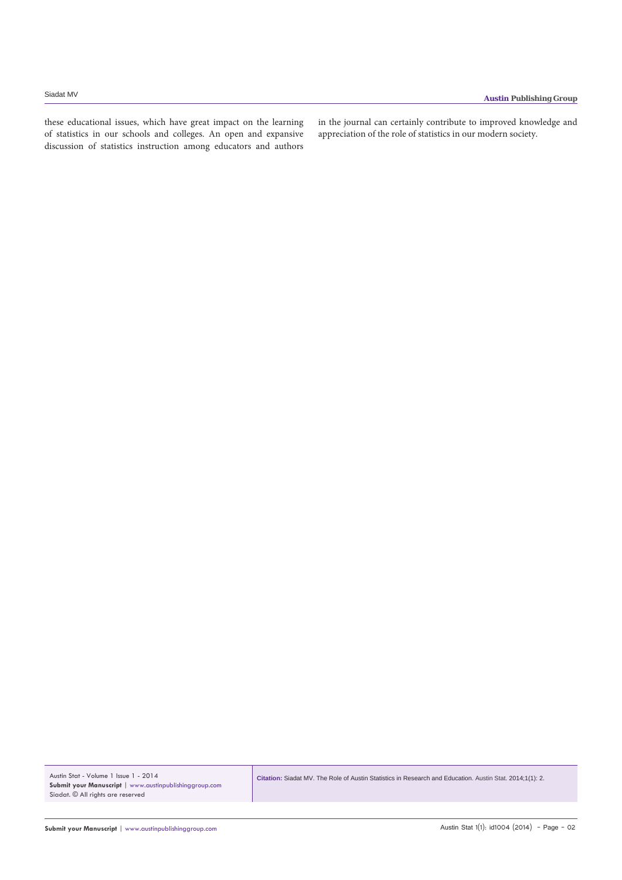these educational issues, which have great impact on the learning of statistics in our schools and colleges. An open and expansive discussion of statistics instruction among educators and authors in the journal can certainly contribute to improved knowledge and appreciation of the role of statistics in our modern society.

Austin Stat - Volume 1 Issue 1 - 2014
**Submit your Manuscript** | www.austinpublishinggroup.com
Siadat. © All rights are reserved

**Citation:** Siadat MV. The Role of Austin Statistics in Research and Education. Austin Stat. 2014;1(1): 2.